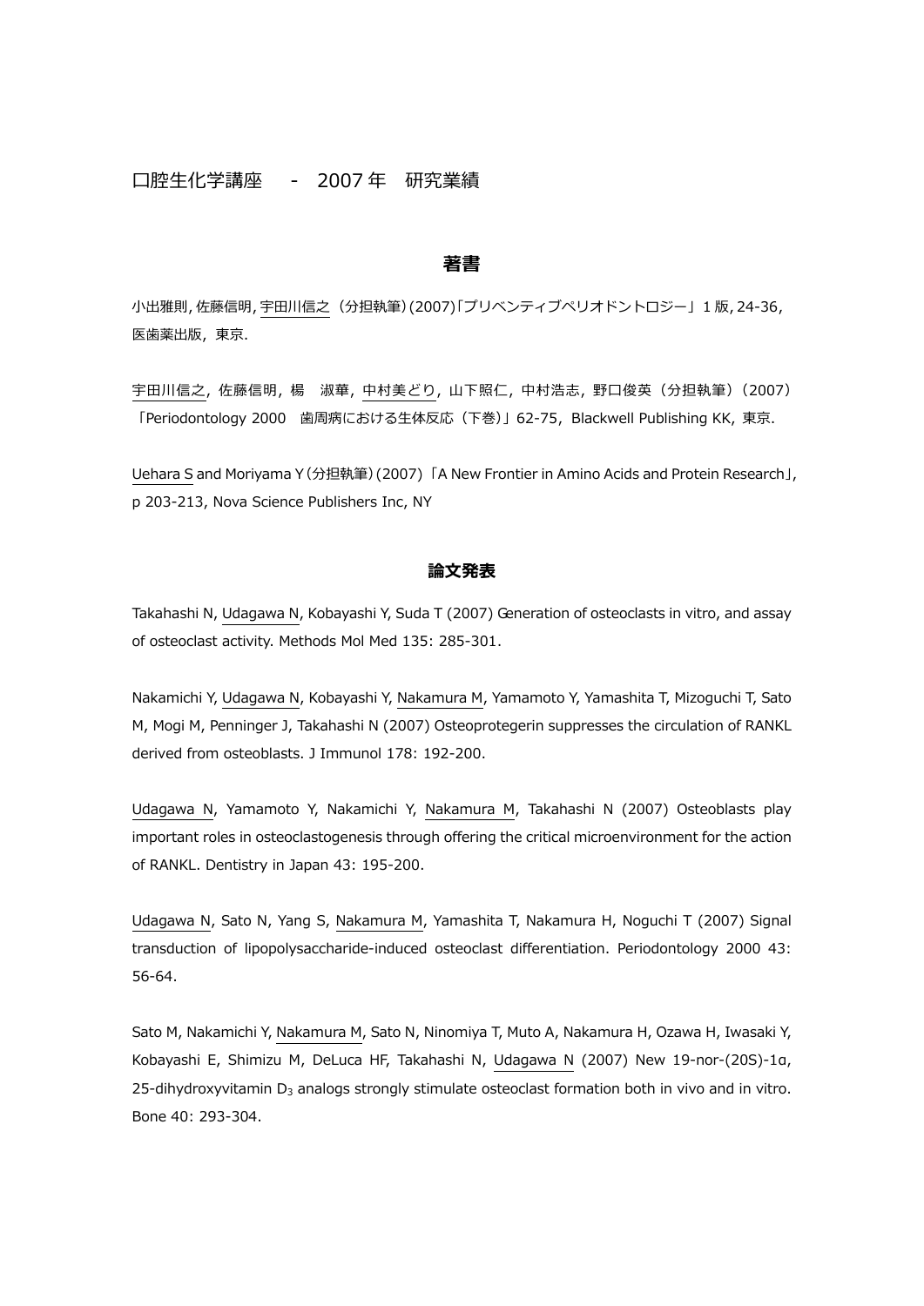口腔生化学講座　-　2007 年　研究業績

## 著書

小出雅則, 佐藤信明, 宇田川信之（分担執筆）(2007)「プリベンティブペリオドントロジー」1 版, 24-36, 医歯薬出版, 東京.

宇田川信之, 佐藤信明, 楊　淑華, 中村美どり, 山下照仁, 中村浩志, 野口俊英（分担執筆）（2007）「Periodontology 2000　歯周病における生体反応（下巻）」62-75, Blackwell Publishing KK, 東京.

Uehara S and Moriyama Y（分担執筆）(2007)「A New Frontier in Amino Acids and Protein Research」, p 203-213, Nova Science Publishers Inc, NY

## 論文発表

Takahashi N, Udagawa N, Kobayashi Y, Suda T (2007) Generation of osteoclasts in vitro, and assay of osteoclast activity. Methods Mol Med 135: 285-301.

Nakamichi Y, Udagawa N, Kobayashi Y, Nakamura M, Yamamoto Y, Yamashita T, Mizoguchi T, Sato M, Mogi M, Penninger J, Takahashi N (2007) Osteoprotegerin suppresses the circulation of RANKL derived from osteoblasts. J Immunol 178: 192-200.

Udagawa N, Yamamoto Y, Nakamichi Y, Nakamura M, Takahashi N (2007) Osteoblasts play important roles in osteoclastogenesis through offering the critical microenvironment for the action of RANKL. Dentistry in Japan 43: 195-200.

Udagawa N, Sato N, Yang S, Nakamura M, Yamashita T, Nakamura H, Noguchi T (2007) Signal transduction of lipopolysaccharide-induced osteoclast differentiation. Periodontology 2000 43: 56-64.

Sato M, Nakamichi Y, Nakamura M, Sato N, Ninomiya T, Muto A, Nakamura H, Ozawa H, Iwasaki Y, Kobayashi E, Shimizu M, DeLuca HF, Takahashi N, Udagawa N (2007) New 19-nor-(20S)-1α, 25-dihydroxyvitamin $D_3$ analogs strongly stimulate osteoclast formation both in vivo and in vitro. Bone 40: 293-304.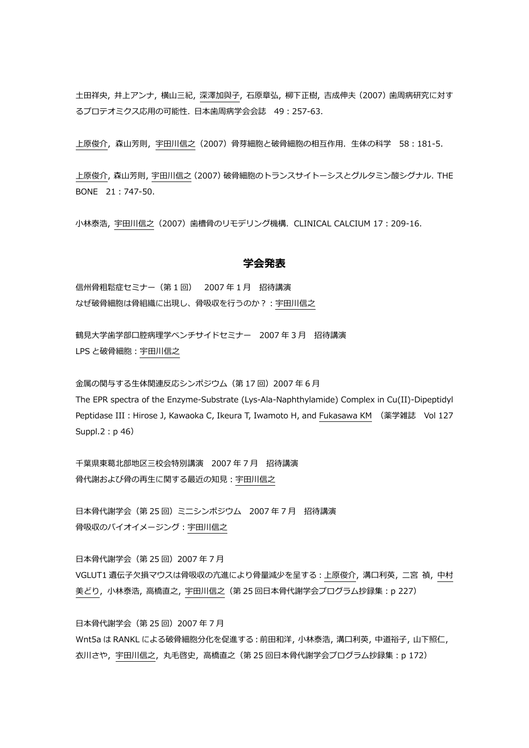土田祥央, 井上アンナ, 横山三紀, 深澤加與子, 石原章弘, 柳下正樹, 吉成伸夫（2007）歯周病研究に対するプロテオミクス応用の可能性. 日本歯周病学会会誌　49：257-63.

上原俊介, 森山芳則, 宇田川信之（2007）骨芽細胞と破骨細胞の相互作用. 生体の科学　58：181-5.

上原俊介, 森山芳則, 宇田川信之（2007）破骨細胞のトランスサイトーシスとグルタミン酸シグナル. THE BONE　21：747-50.

小林泰浩, 宇田川信之（2007）歯槽骨のリモデリング機構. CLINICAL CALCIUM 17：209-16.

## 学会発表

信州骨粗鬆症セミナー（第1回）　2007年1月　招待講演
なぜ破骨細胞は骨組織に出現し、骨吸収を行うのか？：宇田川信之

鶴見大学歯学部口腔病理学ベンチサイドセミナー　2007年3月　招待講演
LPSと破骨細胞：宇田川信之

金属の関与する生体関連反応シンポジウム（第17回）2007年6月
The EPR spectra of the Enzyme-Substrate (Lys-Ala-Naphthylamide) Complex in Cu(II)-Dipeptidyl Peptidase III：Hirose J, Kawaoka C, Ikeura T, Iwamoto H, and Fukasawa KM　（薬学雑誌　Vol 127 Suppl.2：p 46）

千葉県東葛北部地区三校会特別講演　2007年7月　招待講演
骨代謝および骨の再生に関する最近の知見：宇田川信之

日本骨代謝学会（第25回）ミニシンポジウム　2007年7月　招待講演
骨吸収のバイオイメージング：宇田川信之

日本骨代謝学会（第25回）2007年7月
VGLUT1遺伝子欠損マウスは骨吸収の亢進により骨量減少を呈する：上原俊介, 溝口利英, 二宮 禎, 中村美どり, 小林泰浩, 高橋直之, 宇田川信之（第25回日本骨代謝学会プログラム抄録集：p 227）

日本骨代謝学会（第25回）2007年7月
Wnt5aはRANKLによる破骨細胞分化を促進する：前田和洋, 小林泰浩, 溝口利英, 中道裕子, 山下照仁, 衣川さや, 宇田川信之, 丸毛啓史, 高橋直之（第25回日本骨代謝学会プログラム抄録集：p 172）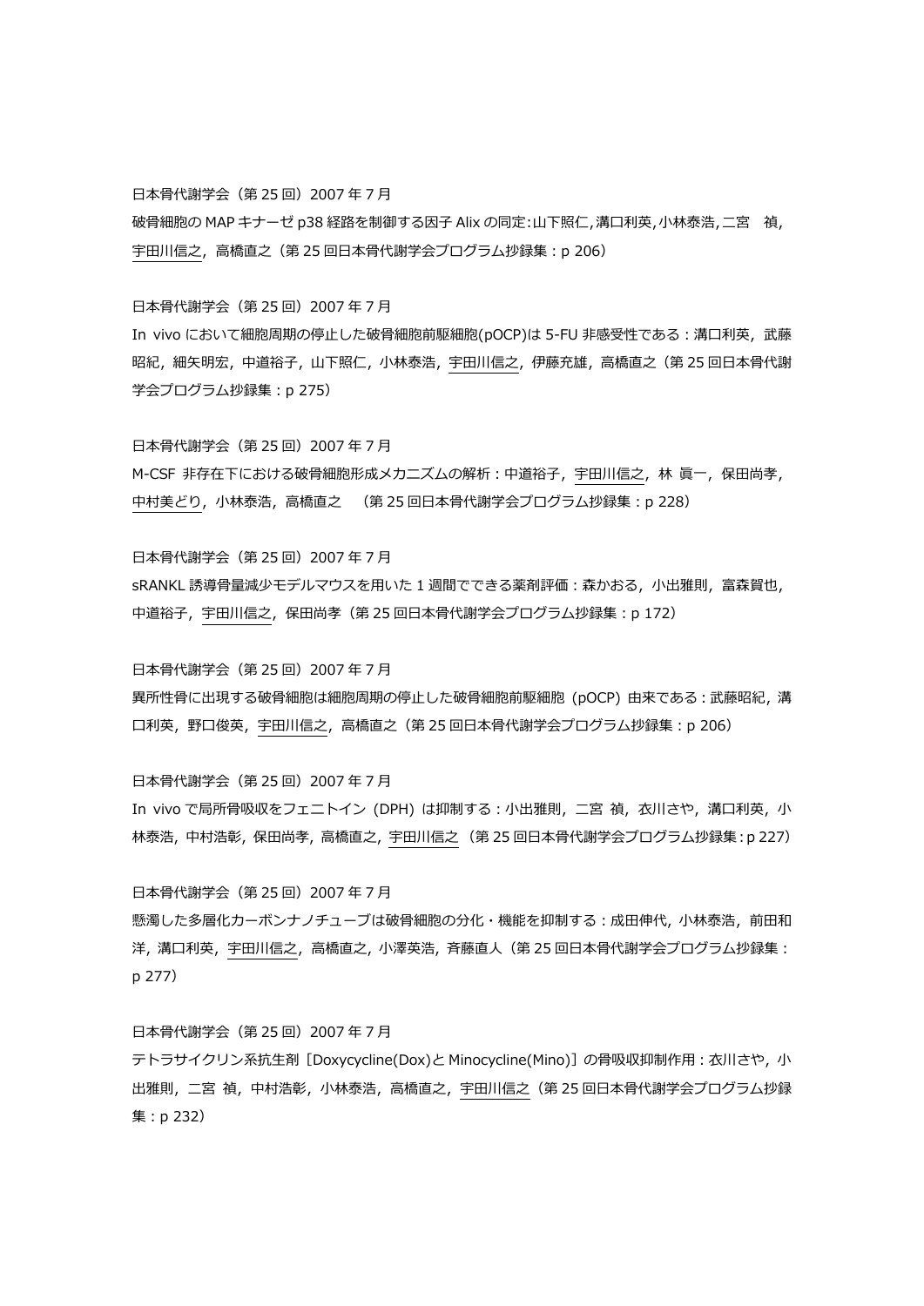日本骨代謝学会（第 25 回）2007 年 7 月

破骨細胞の MAP キナーゼ p38 経路を制御する因子 Alix の同定:山下照仁,溝口利英,小林泰浩,二宮　禎,宇田川信之，高橋直之（第 25 回日本骨代謝学会プログラム抄録集：p 206）

日本骨代謝学会（第 25 回）2007 年 7 月

In vivo において細胞周期の停止した破骨細胞前駆細胞(pOCP)は 5-FU 非感受性である：溝口利英，武藤昭紀，細矢明宏，中道裕子，山下照仁，小林泰浩，宇田川信之，伊藤充雄，高橋直之（第 25 回日本骨代謝学会プログラム抄録集：p 275）

日本骨代謝学会（第 25 回）2007 年 7 月

M-CSF 非存在下における破骨細胞形成メカニズムの解析：中道裕子，宇田川信之，林 眞一，保田尚孝，中村美どり，小林泰浩，高橋直之　（第 25 回日本骨代謝学会プログラム抄録集：p 228）

日本骨代謝学会（第 25 回）2007 年 7 月

sRANKL 誘導骨量減少モデルマウスを用いた 1 週間でできる薬剤評価：森かおる，小出雅則，富森賀也，中道裕子，宇田川信之，保田尚孝（第 25 回日本骨代謝学会プログラム抄録集：p 172）

日本骨代謝学会（第 25 回）2007 年 7 月

異所性骨に出現する破骨細胞は細胞周期の停止した破骨細胞前駆細胞（pOCP）由来である：武藤昭紀，溝口利英，野口俊英，宇田川信之，高橋直之（第 25 回日本骨代謝学会プログラム抄録集：p 206）

日本骨代謝学会（第 25 回）2007 年 7 月

In vivo で局所骨吸収をフェニトイン（DPH）は抑制する：小出雅則，二宮 禎，衣川さや，溝口利英，小林泰浩，中村浩彰，保田尚孝，高橋直之，宇田川信之（第 25 回日本骨代謝学会プログラム抄録集：p 227）

日本骨代謝学会（第 25 回）2007 年 7 月

懸濁した多層化カーボンナノチューブは破骨細胞の分化・機能を抑制する：成田伸代，小林泰浩，前田和洋，溝口利英，宇田川信之，高橋直之，小澤英浩，斉藤直人（第 25 回日本骨代謝学会プログラム抄録集：p 277）

日本骨代謝学会（第 25 回）2007 年 7 月

テトラサイクリン系抗生剤［Doxycycline(Dox)と Minocycline(Mino)］の骨吸収抑制作用：衣川さや，小出雅則，二宮 禎，中村浩彰，小林泰浩，高橋直之，宇田川信之（第 25 回日本骨代謝学会プログラム抄録集：p 232）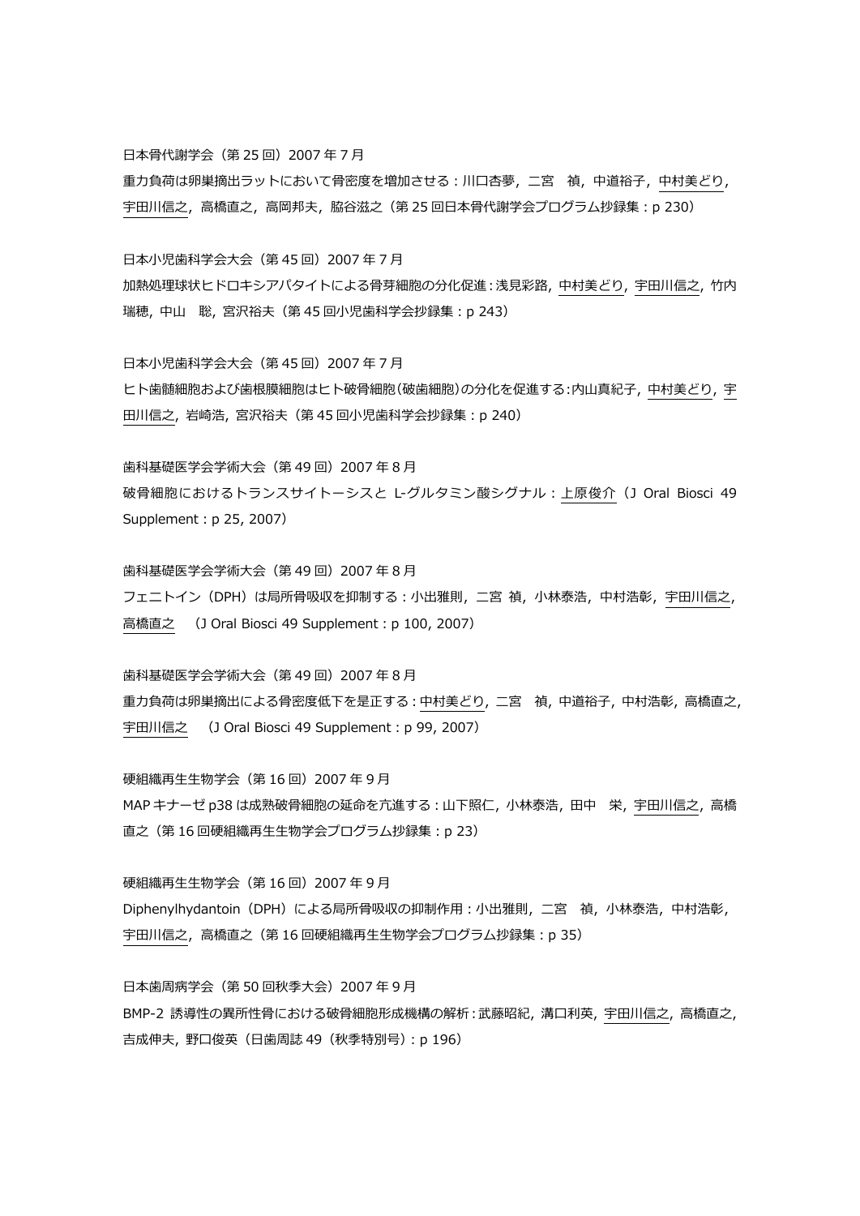日本骨代謝学会（第 25 回）2007 年 7 月

重力負荷は卵巣摘出ラットにおいて骨密度を増加させる：川口杏夢，二宮　禎，中道裕子，中村美どり，宇田川信之，高橋直之，高岡邦夫，脇谷滋之（第 25 回日本骨代謝学会プログラム抄録集：p 230）

日本小児歯科学会大会（第 45 回）2007 年 7 月

加熱処理球状ヒドロキシアパタイトによる骨芽細胞の分化促進：浅見彩路，中村美どり，宇田川信之，竹内瑞穂，中山　聡，宮沢裕夫（第 45 回小児歯科学会抄録集：p 243）

日本小児歯科学会大会（第 45 回）2007 年 7 月

ヒト歯髄細胞および歯根膜細胞はヒト破骨細胞（破歯細胞）の分化を促進する：内山真紀子，中村美どり，宇田川信之，岩崎浩，宮沢裕夫（第 45 回小児歯科学会抄録集：p 240）

歯科基礎医学会学術大会（第 49 回）2007 年 8 月

破骨細胞におけるトランスサイトーシスと L-グルタミン酸シグナル：上原俊介（J Oral Biosci 49 Supplement：p 25, 2007）

歯科基礎医学会学術大会（第 49 回）2007 年 8 月

フェニトイン（DPH）は局所骨吸収を抑制する：小出雅則，二宮 禎，小林泰浩，中村浩彰，宇田川信之，高橋直之　（J Oral Biosci 49 Supplement：p 100, 2007）

歯科基礎医学会学術大会（第 49 回）2007 年 8 月

重力負荷は卵巣摘出による骨密度低下を是正する：中村美どり，二宮　禎，中道裕子，中村浩彰，高橋直之，宇田川信之　（J Oral Biosci 49 Supplement：p 99, 2007）

硬組織再生生物学会（第 16 回）2007 年 9 月

MAP キナーゼ p38 は成熟破骨細胞の延命を亢進する：山下照仁，小林泰浩，田中　栄，宇田川信之，高橋直之（第 16 回硬組織再生生物学会プログラム抄録集：p 23）

硬組織再生生物学会（第 16 回）2007 年 9 月

Diphenylhydantoin（DPH）による局所骨吸収の抑制作用：小出雅則，二宮　禎，小林泰浩，中村浩彰，宇田川信之，高橋直之（第 16 回硬組織再生生物学会プログラム抄録集：p 35）

日本歯周病学会（第 50 回秋季大会）2007 年 9 月

BMP-2 誘導性の異所性骨における破骨細胞形成機構の解析：武藤昭紀，溝口利英，宇田川信之，高橋直之，吉成伸夫，野口俊英（日歯周誌 49（秋季特別号）：p 196）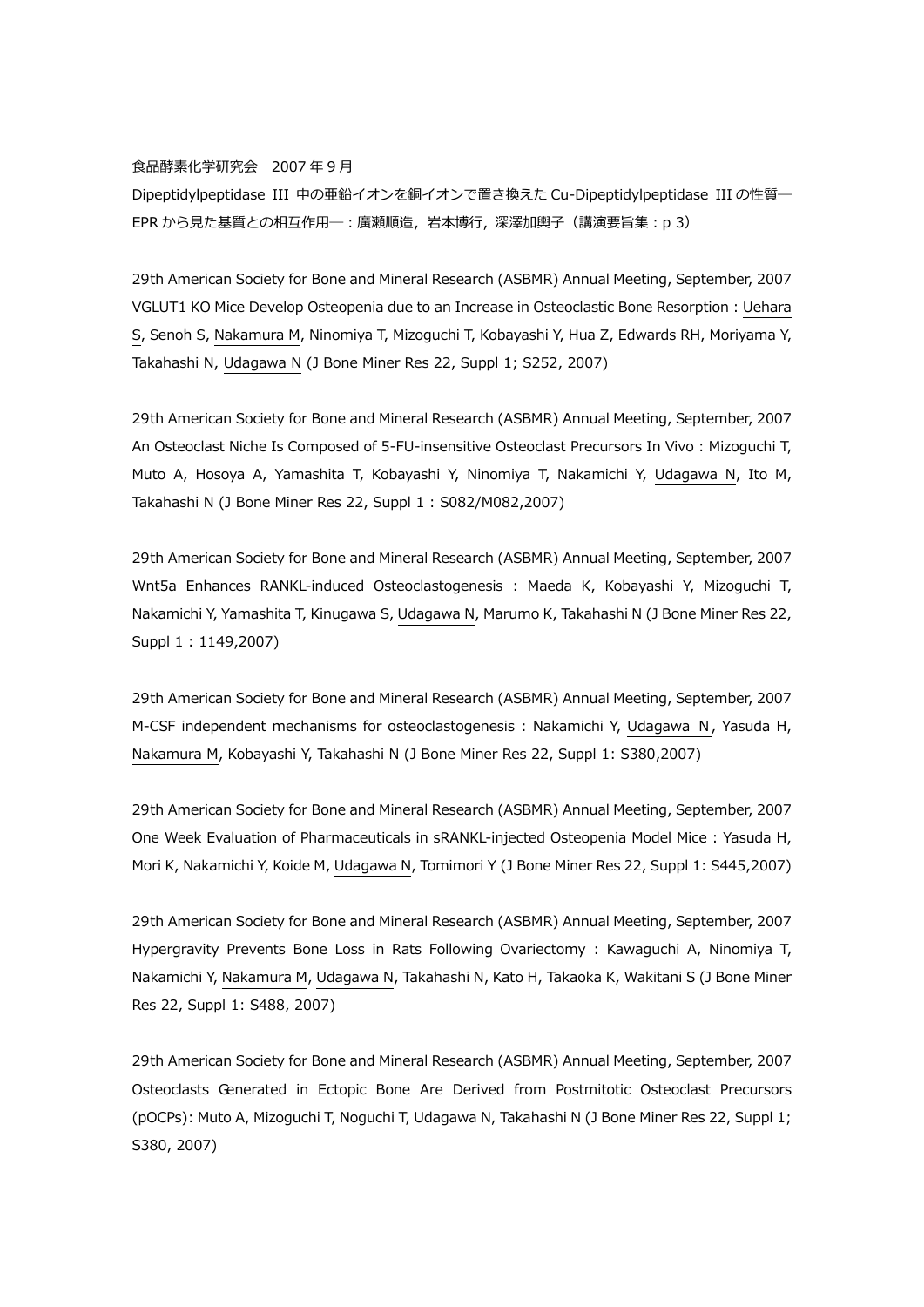食品酵素化学研究会　2007 年 9 月

Dipeptidylpeptidase III 中の亜鉛イオンを銅イオンで置き換えた Cu-Dipeptidylpeptidase III の性質―EPR から見た基質との相互作用―：廣瀬順造，岩本博行，深澤加輿子（講演要旨集：p 3）

29th American Society for Bone and Mineral Research (ASBMR) Annual Meeting, September, 2007
VGLUT1 KO Mice Develop Osteopenia due to an Increase in Osteoclastic Bone Resorption : Uehara S, Senoh S, Nakamura M, Ninomiya T, Mizoguchi T, Kobayashi Y, Hua Z, Edwards RH, Moriyama Y, Takahashi N, Udagawa N (J Bone Miner Res 22, Suppl 1; S252, 2007)

29th American Society for Bone and Mineral Research (ASBMR) Annual Meeting, September, 2007
An Osteoclast Niche Is Composed of 5-FU-insensitive Osteoclast Precursors In Vivo : Mizoguchi T, Muto A, Hosoya A, Yamashita T, Kobayashi Y, Ninomiya T, Nakamichi Y, Udagawa N, Ito M, Takahashi N (J Bone Miner Res 22, Suppl 1 : S082/M082,2007)

29th American Society for Bone and Mineral Research (ASBMR) Annual Meeting, September, 2007
Wnt5a Enhances RANKL-induced Osteoclastogenesis : Maeda K, Kobayashi Y, Mizoguchi T, Nakamichi Y, Yamashita T, Kinugawa S, Udagawa N, Marumo K, Takahashi N (J Bone Miner Res 22, Suppl 1 : 1149,2007)

29th American Society for Bone and Mineral Research (ASBMR) Annual Meeting, September, 2007
M-CSF independent mechanisms for osteoclastogenesis : Nakamichi Y, Udagawa N, Yasuda H, Nakamura M, Kobayashi Y, Takahashi N (J Bone Miner Res 22, Suppl 1: S380,2007)

29th American Society for Bone and Mineral Research (ASBMR) Annual Meeting, September, 2007
One Week Evaluation of Pharmaceuticals in sRANKL-injected Osteopenia Model Mice : Yasuda H, Mori K, Nakamichi Y, Koide M, Udagawa N, Tomimori Y (J Bone Miner Res 22, Suppl 1: S445,2007)

29th American Society for Bone and Mineral Research (ASBMR) Annual Meeting, September, 2007
Hypergravity Prevents Bone Loss in Rats Following Ovariectomy : Kawaguchi A, Ninomiya T, Nakamichi Y, Nakamura M, Udagawa N, Takahashi N, Kato H, Takaoka K, Wakitani S (J Bone Miner Res 22, Suppl 1: S488, 2007)

29th American Society for Bone and Mineral Research (ASBMR) Annual Meeting, September, 2007
Osteoclasts Generated in Ectopic Bone Are Derived from Postmitotic Osteoclast Precursors (pOCPs): Muto A, Mizoguchi T, Noguchi T, Udagawa N, Takahashi N (J Bone Miner Res 22, Suppl 1; S380, 2007)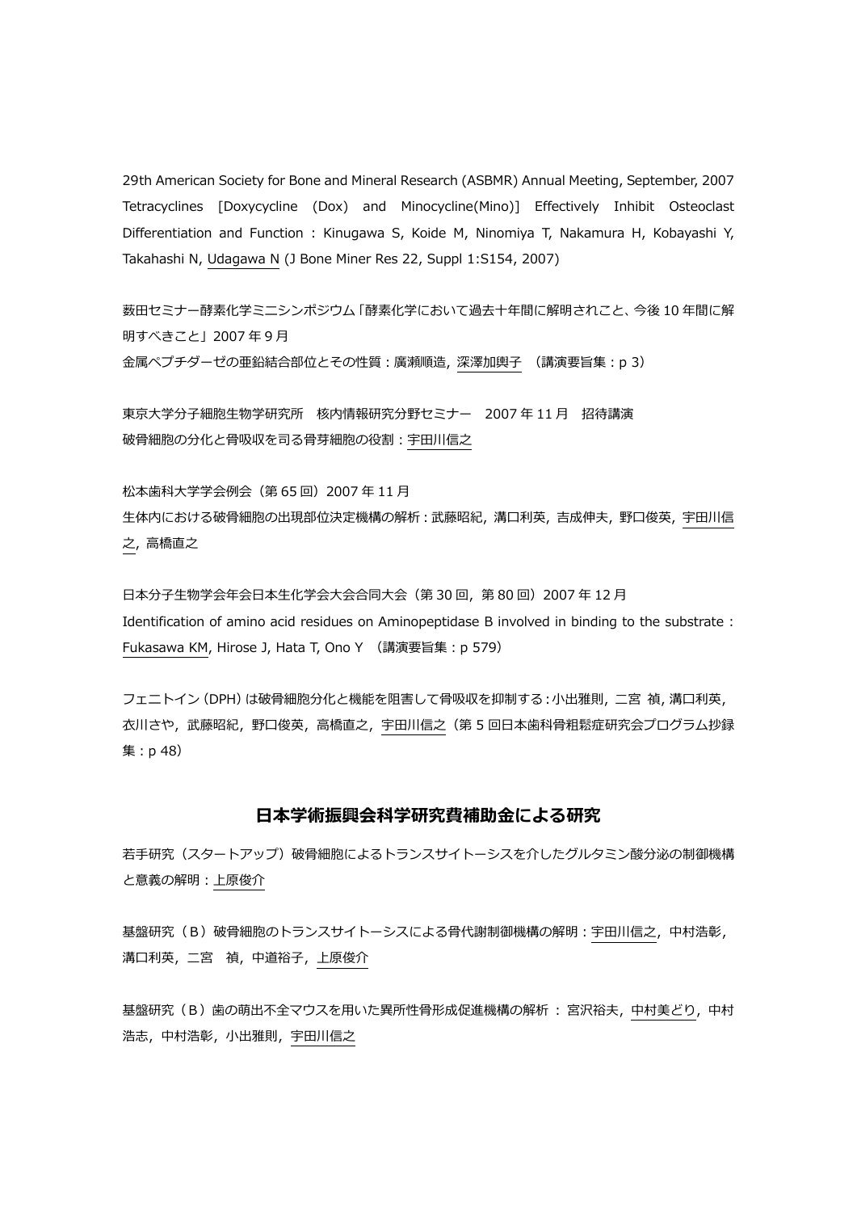29th American Society for Bone and Mineral Research (ASBMR) Annual Meeting, September, 2007
Tetracyclines [Doxycycline (Dox) and Minocycline(Mino)] Effectively Inhibit Osteoclast Differentiation and Function : Kinugawa S, Koide M, Ninomiya T, Nakamura H, Kobayashi Y, Takahashi N, Udagawa N (J Bone Miner Res 22, Suppl 1:S154, 2007)

薮田セミナー酵素化学ミニシンポジウム「酵素化学において過去十年間に解明されこと、今後 10 年間に解明すべきこと」2007 年 9 月
金属ペプチダーゼの亜鉛結合部位とその性質：廣瀬順造, 深澤加輿子 （講演要旨集：p 3）

東京大学分子細胞生物学研究所　核内情報研究分野セミナー　2007 年 11 月　招待講演
破骨細胞の分化と骨吸収を司る骨芽細胞の役割：宇田川信之

松本歯科大学学会例会（第 65 回）2007 年 11 月
生体内における破骨細胞の出現部位決定機構の解析：武藤昭紀, 溝口利英, 吉成伸夫, 野口俊英, 宇田川信之, 高橋直之

日本分子生物学会年会日本生化学会大会合同大会（第 30 回, 第 80 回）2007 年 12 月
Identification of amino acid residues on Aminopeptidase B involved in binding to the substrate : Fukasawa KM, Hirose J, Hata T, Ono Y （講演要旨集：p 579）

フェニトイン（DPH）は破骨細胞分化と機能を阻害して骨吸収を抑制する：小出雅則, 二宮 禎, 溝口利英, 衣川さや, 武藤昭紀, 野口俊英, 高橋直之, 宇田川信之（第 5 回日本歯科骨粗鬆症研究会プログラム抄録集：p 48）

## 日本学術振興会科学研究費補助金による研究

若手研究（スタートアップ）破骨細胞によるトランスサイトーシスを介したグルタミン酸分泌の制御機構と意義の解明：上原俊介

基盤研究（B）破骨細胞のトランスサイトーシスによる骨代謝制御機構の解明：宇田川信之, 中村浩彰, 溝口利英, 二宮　禎, 中道裕子, 上原俊介

基盤研究（B）歯の萌出不全マウスを用いた異所性骨形成促進機構の解析 ： 宮沢裕夫, 中村美どり, 中村浩志, 中村浩彰, 小出雅則, 宇田川信之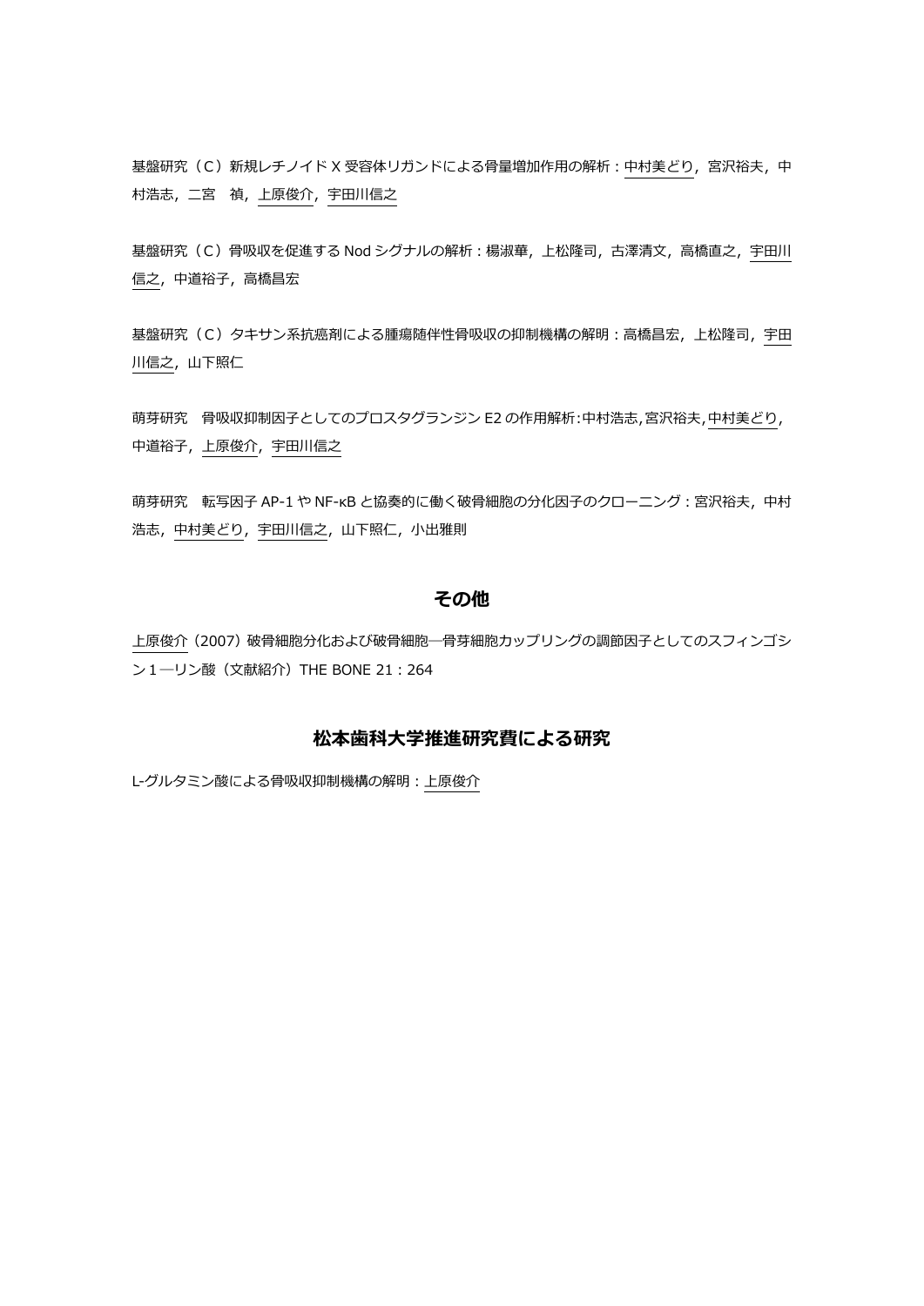基盤研究（C）新規レチノイド X 受容体リガンドによる骨量増加作用の解析：中村美どり，宮沢裕夫，中村浩志，二宮　禎，上原俊介，宇田川信之

基盤研究（C）骨吸収を促進する Nod シグナルの解析：楊淑華，上松隆司，古澤清文，高橋直之，宇田川信之，中道裕子，高橋昌宏

基盤研究（C）タキサン系抗癌剤による腫瘍随伴性骨吸収の抑制機構の解明：高橋昌宏，上松隆司，宇田川信之，山下照仁

萌芽研究　骨吸収抑制因子としてのプロスタグランジン E2 の作用解析:中村浩志,宮沢裕夫,中村美どり，中道裕子，上原俊介，宇田川信之

萌芽研究　転写因子 AP-1 や NF-κB と協奏的に働く破骨細胞の分化因子のクローニング：宮沢裕夫，中村浩志，中村美どり，宇田川信之，山下照仁，小出雅則

## その他

上原俊介（2007）破骨細胞分化および破骨細胞—骨芽細胞カップリングの調節因子としてのスフィンゴシン１—リン酸（文献紹介）THE BONE 21：264

## 松本歯科大学推進研究費による研究

L-グルタミン酸による骨吸収抑制機構の解明：上原俊介